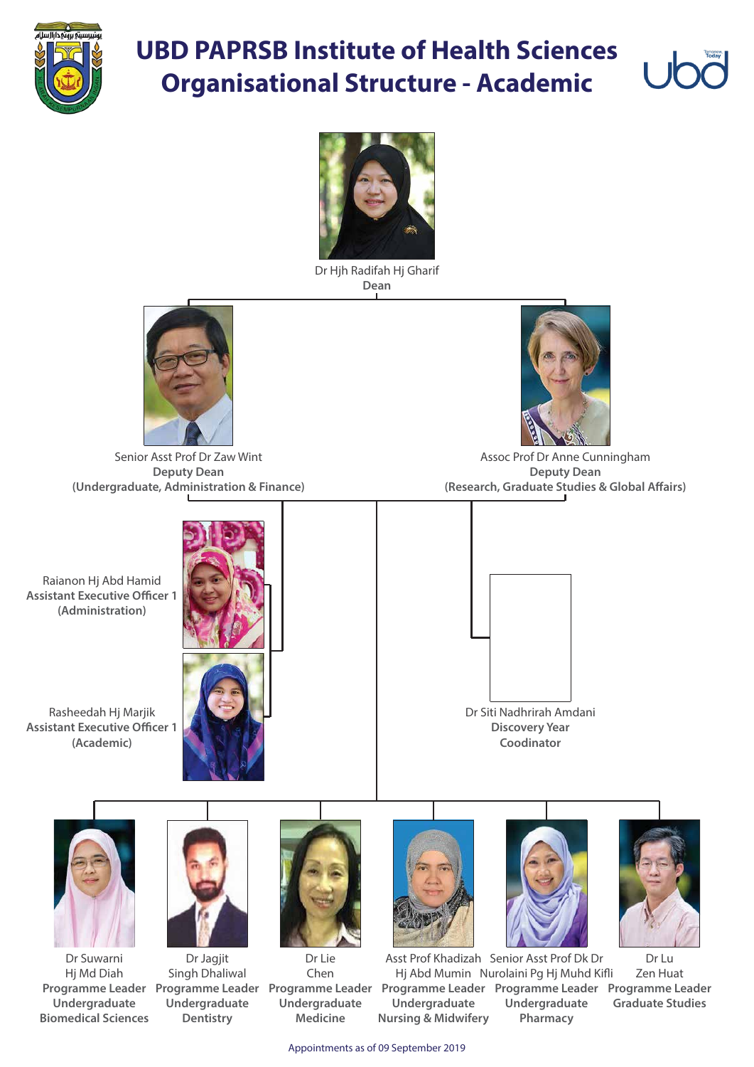# UBD PAPRSB Institute of Health Sciences Organisational Structure - Academic

Dr Hjh Radifah Hj Gharif
**Dean**

Senior Asst Prof Dr Zaw Wint
**Deputy Dean**
**(Undergraduate, Administration & Finance)**

Assoc Prof Dr Anne Cunningham
**Deputy Dean**
**(Research, Graduate Studies & Global Affairs)**

Raianon Hj Abd Hamid
**Assistant Executive Officer 1**
**(Administration)**

Rasheedah Hj Marjik
**Assistant Executive Officer 1**
**(Academic)**

Dr Siti Nadhrirah Amdani
**Discovery Year**
**Coodinator**

Dr Suwarni Hj Md Diah
**Programme Leader**
**Undergraduate**
**Biomedical Sciences**

Dr Jagjit Singh Dhaliwal
**Programme Leader**
**Undergraduate**
**Dentistry**

Dr Lie Chen
**Programme Leader**
**Undergraduate**
**Medicine**

Asst Prof Khadizah Hj Abd Mumin
**Programme Leader**
**Undergraduate**
**Nursing & Midwifery**

Senior Asst Prof Dk Dr Nurolaini Pg Hj Muhd Kifli
**Programme Leader**
**Undergraduate**
**Pharmacy**

Dr Lu Zen Huat
**Programme Leader**
**Graduate Studies**

Appointments as of 09 September 2019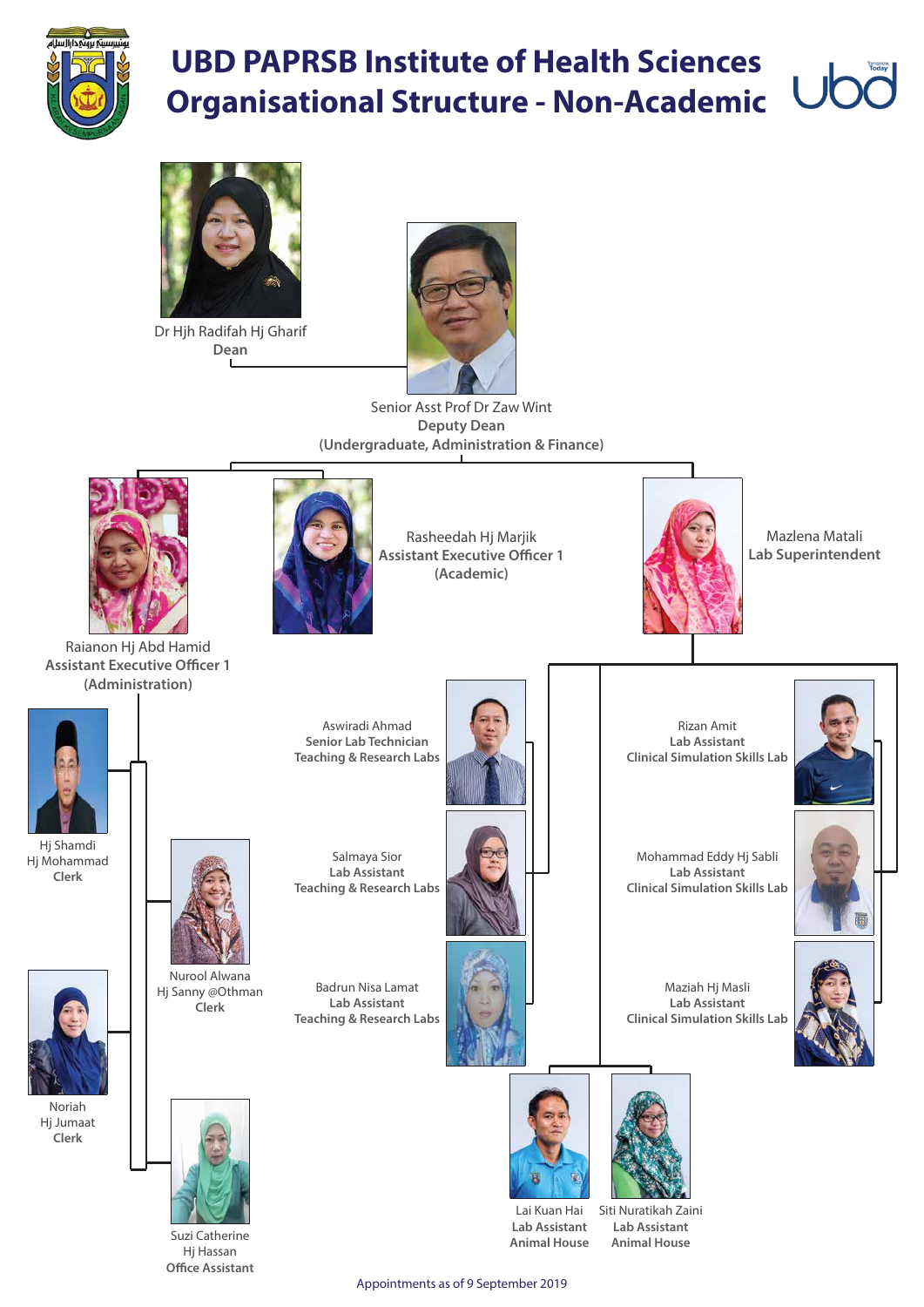# UBD PAPRSB Institute of Health Sciences Organisational Structure - Non-Academic

Dr Hjh Radifah Hj Gharif
**Dean**

Senior Asst Prof Dr Zaw Wint
**Deputy Dean**
**(Undergraduate, Administration & Finance)**

Raianon Hj Abd Hamid
**Assistant Executive Officer 1**
**(Administration)**

Rasheedah Hj Marjik
**Assistant Executive Officer 1**
**(Academic)**

Mazlena Matali
**Lab Superintendent**

Hj Shamdi
Hj Mohammad
**Clerk**

Nurool Alwana
Hj Sanny @Othman
**Clerk**

Noriah
Hj Jumaat
**Clerk**

Suzi Catherine
Hj Hassan
**Office Assistant**

Aswiradi Ahmad
**Senior Lab Technician**
**Teaching & Research Labs**

Salmaya Sior
**Lab Assistant**
**Teaching & Research Labs**

Badrun Nisa Lamat
**Lab Assistant**
**Teaching & Research Labs**

Rizan Amit
**Lab Assistant**
**Clinical Simulation Skills Lab**

Mohammad Eddy Hj Sabli
**Lab Assistant**
**Clinical Simulation Skills Lab**

Maziah Hj Masli
**Lab Assistant**
**Clinical Simulation Skills Lab**

Lai Kuan Hai
**Lab Assistant**
**Animal House**

Siti Nuratikah Zaini
**Lab Assistant**
**Animal House**

Appointments as of 9 September 2019